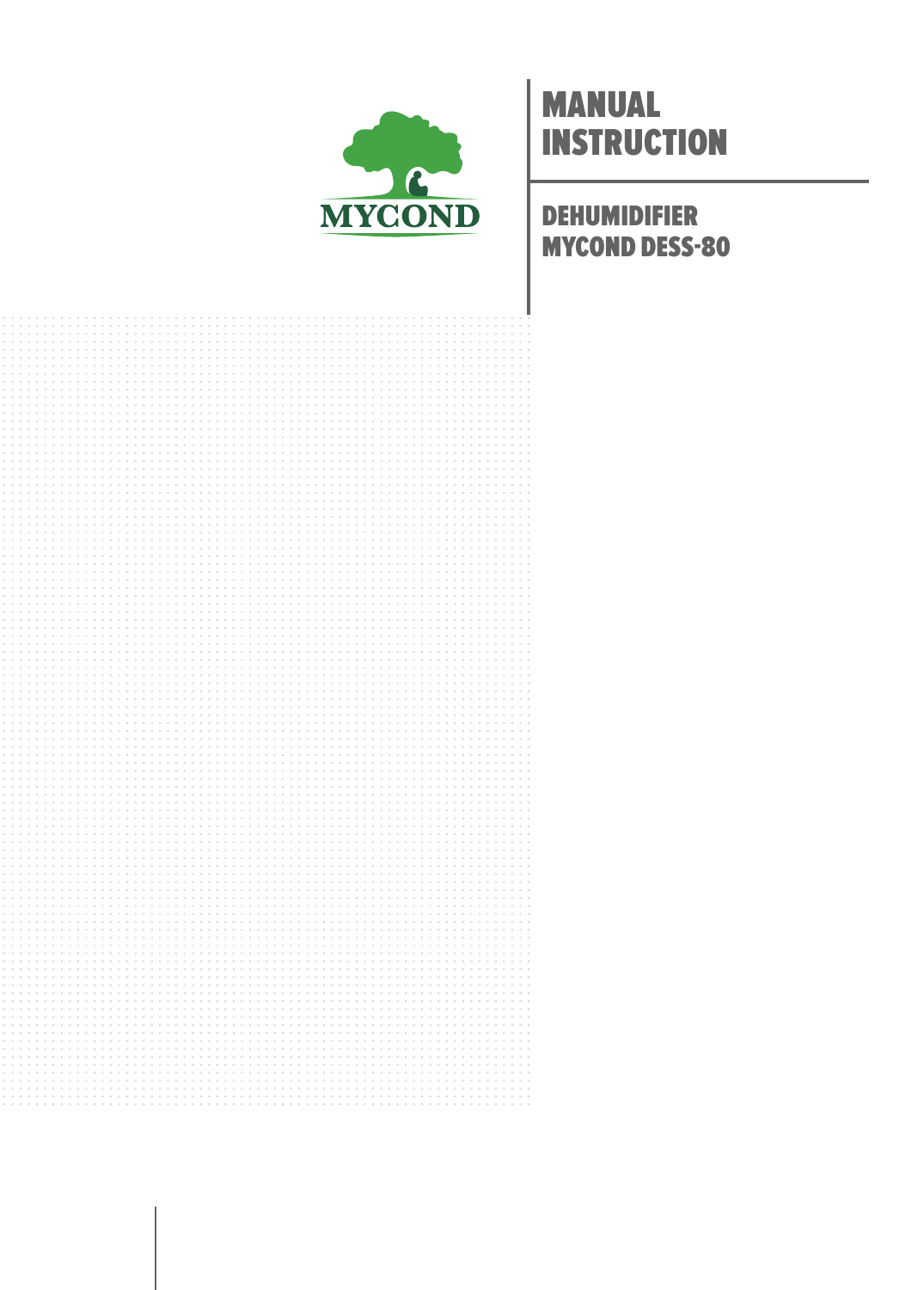MYCOND

# MANUAL INSTRUCTION

## DEHUMIDIFIER MYCOND DESS-80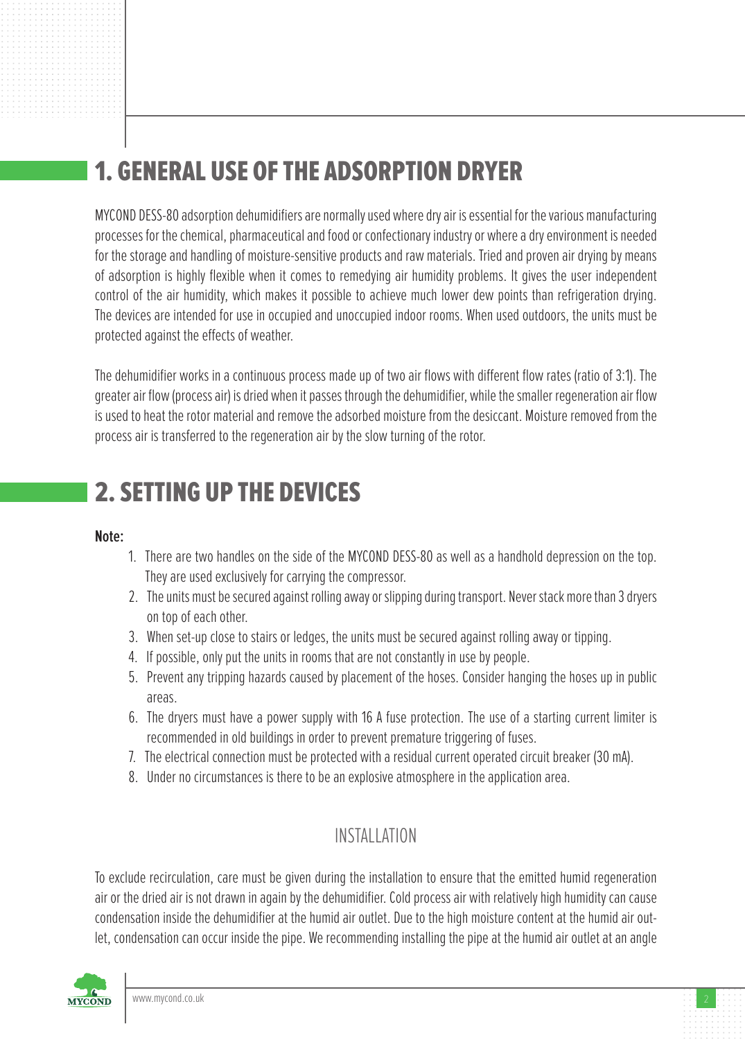# 1. GENERAL USE OF THE ADSORPTION DRYER

MYCOND DESS-80 adsorption dehumidifiers are normally used where dry air is essential for the various manufacturing processes for the chemical, pharmaceutical and food or confectionary industry or where a dry environment is needed for the storage and handling of moisture-sensitive products and raw materials. Tried and proven air drying by means of adsorption is highly flexible when it comes to remedying air humidity problems. It gives the user independent control of the air humidity, which makes it possible to achieve much lower dew points than refrigeration drying. The devices are intended for use in occupied and unoccupied indoor rooms. When used outdoors, the units must be protected against the effects of weather.

The dehumidifier works in a continuous process made up of two air flows with different flow rates (ratio of 3:1). The greater air flow (process air) is dried when it passes through the dehumidifier, while the smaller regeneration air flow is used to heat the rotor material and remove the adsorbed moisture from the desiccant. Moisture removed from the process air is transferred to the regeneration air by the slow turning of the rotor.

# 2. SETTING UP THE DEVICES

**Note:**

1. There are two handles on the side of the MYCOND DESS-80 as well as a handhold depression on the top. They are used exclusively for carrying the compressor.
2. The units must be secured against rolling away or slipping during transport. Never stack more than 3 dryers on top of each other.
3. When set-up close to stairs or ledges, the units must be secured against rolling away or tipping.
4. If possible, only put the units in rooms that are not constantly in use by people.
5. Prevent any tripping hazards caused by placement of the hoses. Consider hanging the hoses up in public areas.
6. The dryers must have a power supply with 16 A fuse protection. The use of a starting current limiter is recommended in old buildings in order to prevent premature triggering of fuses.
7. The electrical connection must be protected with a residual current operated circuit breaker (30 mA).
8. Under no circumstances is there to be an explosive atmosphere in the application area.

## INSTALLATION

To exclude recirculation, care must be given during the installation to ensure that the emitted humid regeneration air or the dried air is not drawn in again by the dehumidifier. Cold process air with relatively high humidity can cause condensation inside the dehumidifier at the humid air outlet. Due to the high moisture content at the humid air outlet, condensation can occur inside the pipe. We recommending installing the pipe at the humid air outlet at an angle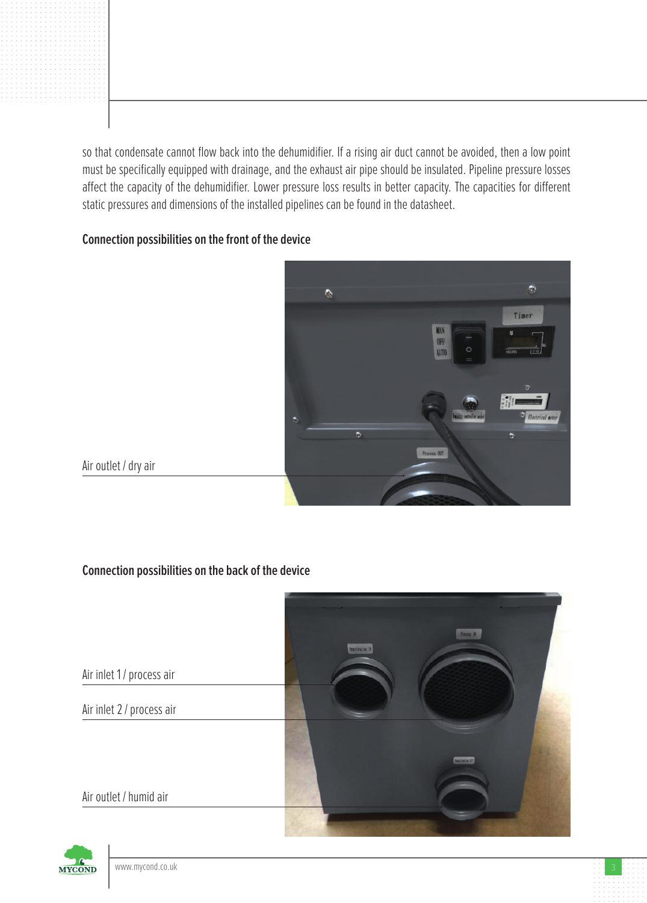so that condensate cannot flow back into the dehumidifier. If a rising air duct cannot be avoided, then a low point must be specifically equipped with drainage, and the exhaust air pipe should be insulated. Pipeline pressure losses affect the capacity of the dehumidifier. Lower pressure loss results in better capacity. The capacities for different static pressures and dimensions of the installed pipelines can be found in the datasheet.

**Connection possibilities on the front of the device**

Air outlet / dry air

**Connection possibilities on the back of the device**

Air inlet 1 / process air

Air inlet 2 / process air

Air outlet / humid air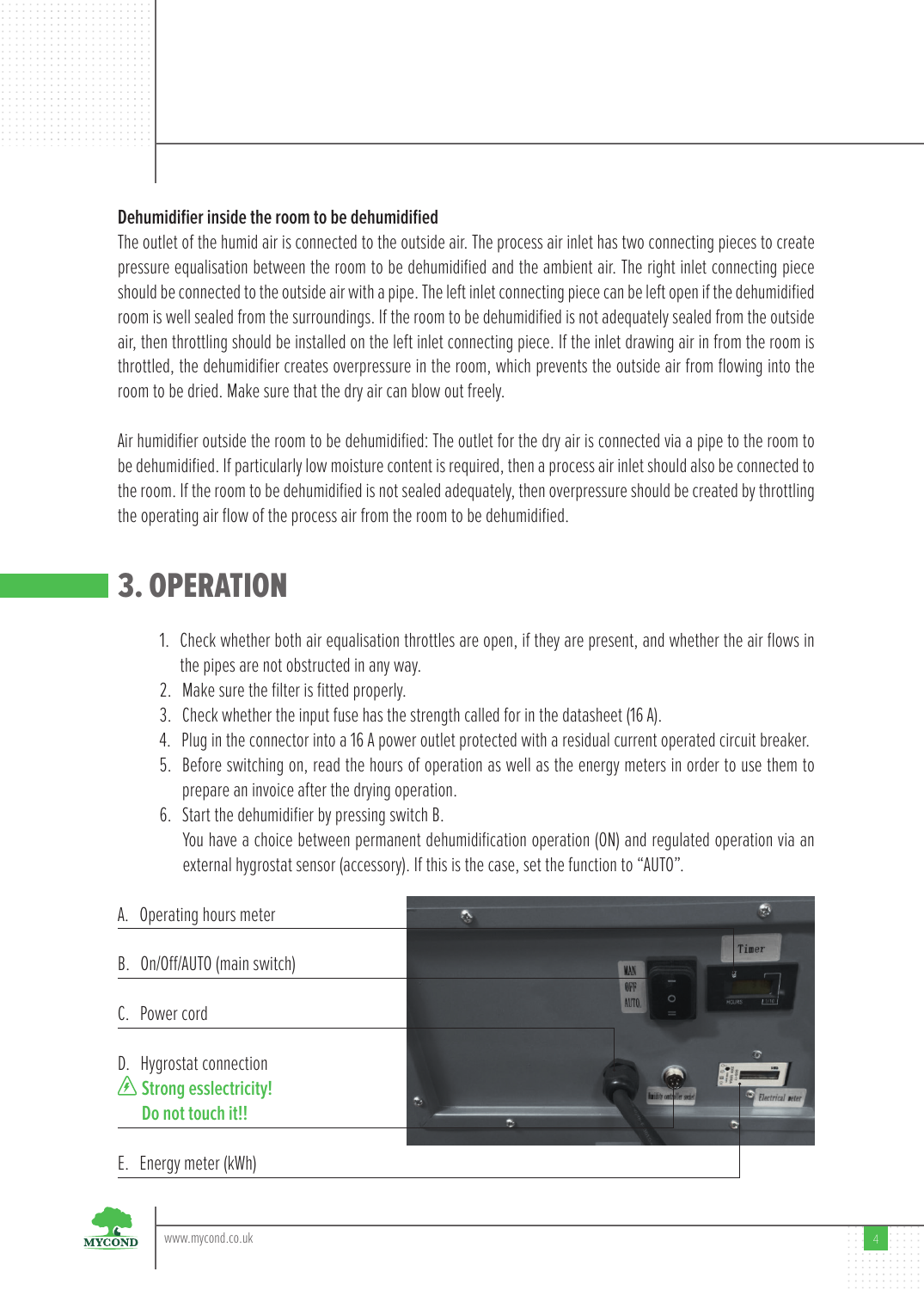**Dehumidifier inside the room to be dehumidified**

The outlet of the humid air is connected to the outside air. The process air inlet has two connecting pieces to create pressure equalisation between the room to be dehumidified and the ambient air. The right inlet connecting piece should be connected to the outside air with a pipe. The left inlet connecting piece can be left open if the dehumidified room is well sealed from the surroundings. If the room to be dehumidified is not adequately sealed from the outside air, then throttling should be installed on the left inlet connecting piece. If the inlet drawing air in from the room is throttled, the dehumidifier creates overpressure in the room, which prevents the outside air from flowing into the room to be dried. Make sure that the dry air can blow out freely.

Air humidifier outside the room to be dehumidified: The outlet for the dry air is connected via a pipe to the room to be dehumidified. If particularly low moisture content is required, then a process air inlet should also be connected to the room. If the room to be dehumidified is not sealed adequately, then overpressure should be created by throttling the operating air flow of the process air from the room to be dehumidified.

# 3. OPERATION

1. Check whether both air equalisation throttles are open, if they are present, and whether the air flows in the pipes are not obstructed in any way.
2. Make sure the filter is fitted properly.
3. Check whether the input fuse has the strength called for in the datasheet (16 A).
4. Plug in the connector into a 16 A power outlet protected with a residual current operated circuit breaker.
5. Before switching on, read the hours of operation as well as the energy meters in order to use them to prepare an invoice after the drying operation.
6. Start the dehumidifier by pressing switch B.
   You have a choice between permanent dehumidification operation (ON) and regulated operation via an external hygrostat sensor (accessory). If this is the case, set the function to "AUTO".

A. Operating hours meter

B. On/Off/AUTO (main switch)

C. Power cord

D. Hygrostat connection
⚠ **Strong esslectricity!**
**Do not touch it!!**

E. Energy meter (kWh)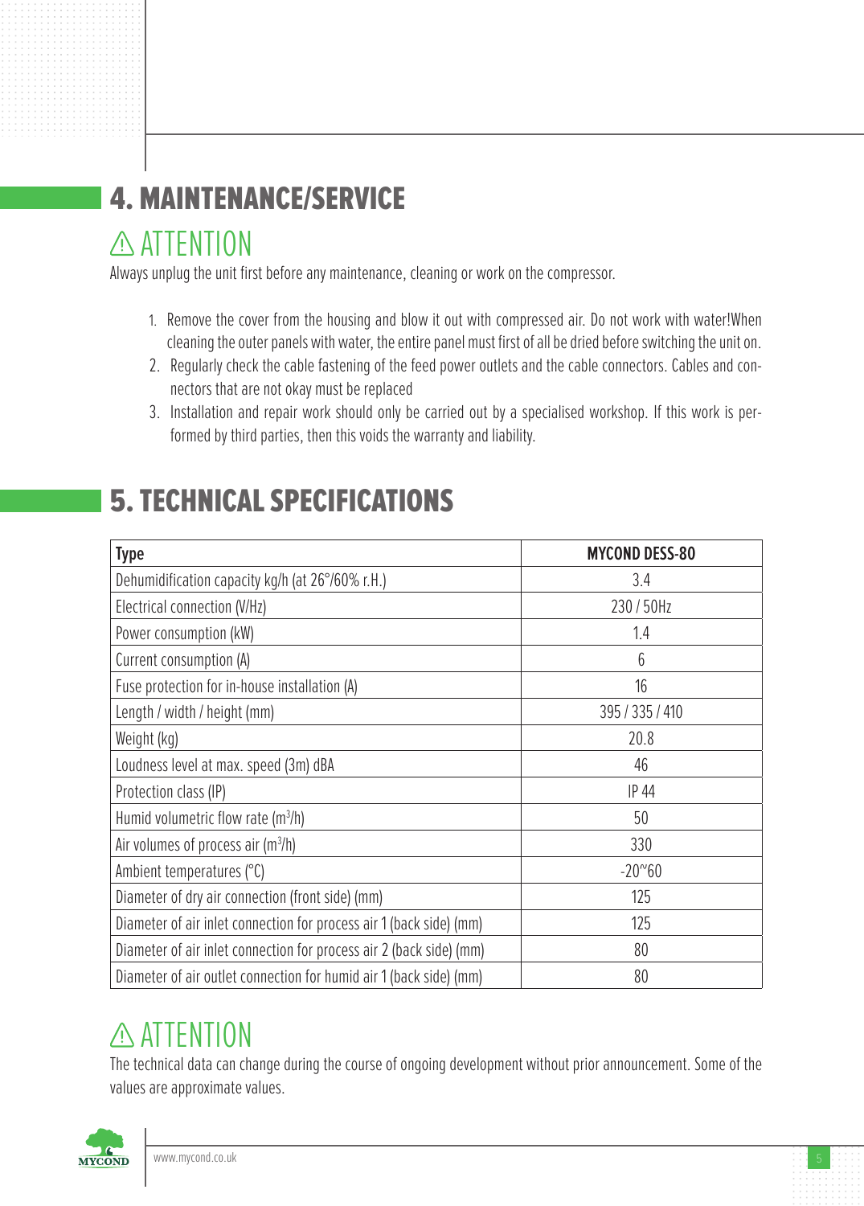## 4. MAINTENANCE/SERVICE

### ⚠ ATTENTION

Always unplug the unit first before any maintenance, cleaning or work on the compressor.

1. Remove the cover from the housing and blow it out with compressed air. Do not work with water!When cleaning the outer panels with water, the entire panel must first of all be dried before switching the unit on.
2. Regularly check the cable fastening of the feed power outlets and the cable connectors. Cables and connectors that are not okay must be replaced
3. Installation and repair work should only be carried out by a specialised workshop. If this work is performed by third parties, then this voids the warranty and liability.

## 5. TECHNICAL SPECIFICATIONS

| Type | MYCOND DESS-80 |
|---|---|
| Dehumidification capacity kg/h (at 26°/60% r.H.) | 3.4 |
| Electrical connection (V/Hz) | 230 / 50Hz |
| Power consumption (kW) | 1.4 |
| Current consumption (A) | 6 |
| Fuse protection for in-house installation (A) | 16 |
| Length / width / height (mm) | 395 / 335 / 410 |
| Weight (kg) | 20.8 |
| Loudness level at max. speed (3m) dBA | 46 |
| Protection class (IP) | IP 44 |
| Humid volumetric flow rate ($m^3$/h) | 50 |
| Air volumes of process air ($m^3$/h) | 330 |
| Ambient temperatures (°C) | -20~60 |
| Diameter of dry air connection (front side) (mm) | 125 |
| Diameter of air inlet connection for process air 1 (back side) (mm) | 125 |
| Diameter of air inlet connection for process air 2 (back side) (mm) | 80 |
| Diameter of air outlet connection for humid air 1 (back side) (mm) | 80 |

### ⚠ ATTENTION

The technical data can change during the course of ongoing development without prior announcement. Some of the values are approximate values.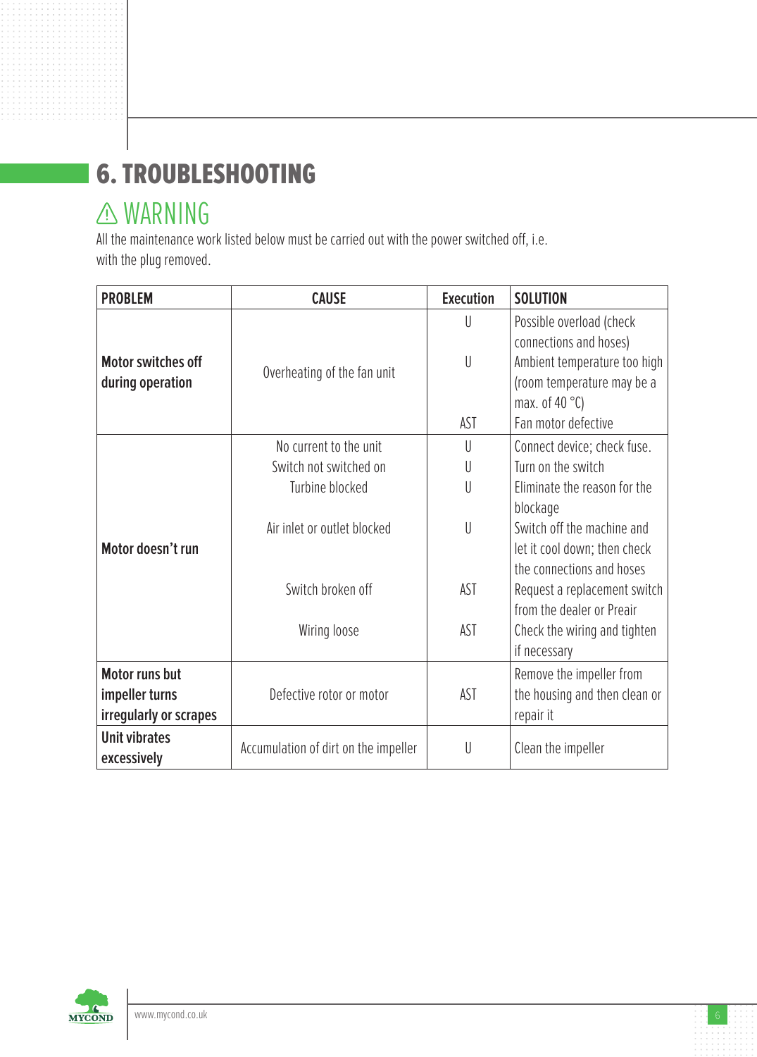## 6. TROUBLESHOOTING

### ⚠ WARNING

All the maintenance work listed below must be carried out with the power switched off, i.e. with the plug removed.

| PROBLEM | CAUSE | Execution | SOLUTION |
|---|---|---|---|
| **Motor switches off during operation** | Overheating of the fan unit | U | Possible overload (check connections and hoses) |
| | | U | Ambient temperature too high (room temperature may be a max. of 40 °C) |
| | | AST | Fan motor defective |
| **Motor doesn't run** | No current to the unit | U | Connect device; check fuse. |
| | Switch not switched on | U | Turn on the switch |
| | Turbine blocked | U | Eliminate the reason for the blockage |
| | Air inlet or outlet blocked | U | Switch off the machine and let it cool down; then check the connections and hoses |
| | Switch broken off | AST | Request a replacement switch from the dealer or Preair |
| | Wiring loose | AST | Check the wiring and tighten if necessary |
| **Motor runs but impeller turns irregularly or scrapes** | Defective rotor or motor | AST | Remove the impeller from the housing and then clean or repair it |
| **Unit vibrates excessively** | Accumulation of dirt on the impeller | U | Clean the impeller |